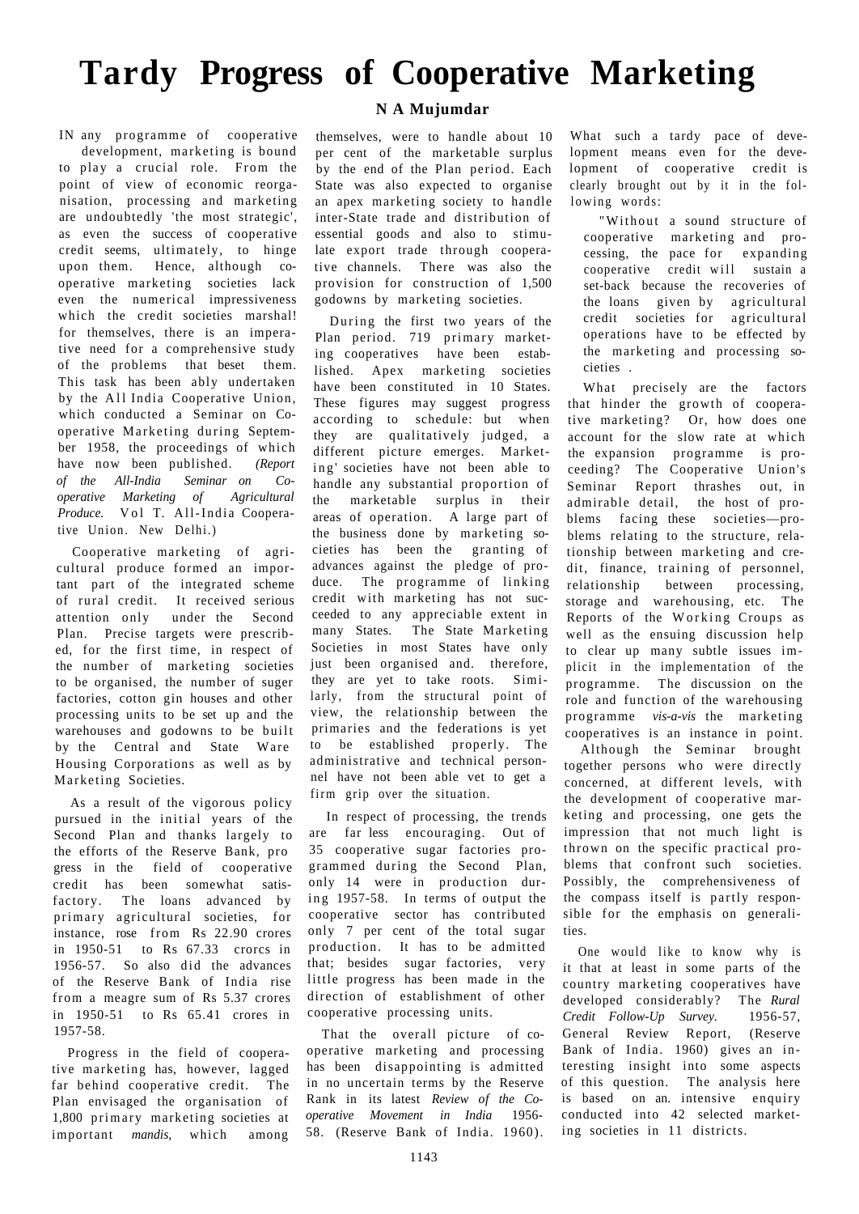# Tardy Progress of Cooperative Marketing

**N A Mujumdar**

IN any programme of cooperative development, marketing is bound to play a crucial role. From the point of view of economic reorganisation, processing and marketing are undoubtedly 'the most strategic', as even the success of cooperative credit seems, ultimately, to hinge upon them. Hence, although cooperative marketing societies lack even the numerical impressiveness which the credit societies marshal! for themselves, there is an imperative need for a comprehensive study of the problems that beset them. This task has been ably undertaken by the All India Cooperative Union, which conducted a Seminar on Cooperative Marketing during September 1958, the proceedings of which have now been published. *(Report of the All-India Seminar on Cooperative Marketing of Agricultural Produce.* Vol T. All-India Cooperative Union. New Delhi.)

Cooperative marketing of agricultural produce formed an important part of the integrated scheme of rural credit. It received serious attention only under the Second Plan. Precise targets were prescribed, for the first time, in respect of the number of marketing societies to be organised, the number of suger factories, cotton gin houses and other processing units to be set up and the warehouses and godowns to be built by the Central and State Ware Housing Corporations as well as by Marketing Societies.

As a result of the vigorous policy pursued in the initial years of the Second Plan and thanks largely to the efforts of the Reserve Bank, pro gress in the field of cooperative credit has been somewhat satisfactory. The loans advanced by primary agricultural societies, for instance, rose from Rs 22.90 crores in 1950-51 to Rs 67.33 crorcs in 1956-57. So also did the advances of the Reserve Bank of India rise from a meagre sum of Rs 5.37 crores in 1950-51 to Rs 65.41 crores in 1957-58.

Progress in the field of cooperative marketing has, however, lagged far behind cooperative credit. The Plan envisaged the organisation of 1,800 primary marketing societies at important *mandis,* which among themselves, were to handle about 10 per cent of the marketable surplus by the end of the Plan period. Each State was also expected to organise an apex marketing society to handle inter-State trade and distribution of essential goods and also to stimulate export trade through cooperative channels. There was also the provision for construction of 1,500 godowns by marketing societies.

During the first two years of the Plan period. 719 primary marketing cooperatives have been established. Apex marketing societies have been constituted in 10 States. These figures may suggest progress according to schedule: but when they are qualitatively judged, a different picture emerges. Marketing' societies have not been able to handle any substantial proportion of the marketable surplus in their areas of operation. A large part of the business done by marketing societies has been the granting of advances against the pledge of produce. The programme of linking credit with marketing has not succeeded to any appreciable extent in many States. The State Marketing Societies in most States have only just been organised and. therefore, they are yet to take roots. Similarly, from the structural point of view, the relationship between the primaries and the federations is yet to be established properly. The administrative and technical personnel have not been able vet to get a firm grip over the situation.

In respect of processing, the trends are far less encouraging. Out of 35 cooperative sugar factories programmed during the Second Plan, only 14 were in production during 1957-58. In terms of output the cooperative sector has contributed only 7 per cent of the total sugar production. It has to be admitted that; besides sugar factories, very little progress has been made in the direction of establishment of other cooperative processing units.

That the overall picture of cooperative marketing and processing has been disappointing is admitted in no uncertain terms by the Reserve Rank in its latest *Review of the Cooperative Movement in India* 1956-58. (Reserve Bank of India. 1960). What such a tardy pace of development means even for the development of cooperative credit is clearly brought out by it in the following words:

> "Without a sound structure of cooperative marketing and processing, the pace for expanding cooperative credit will sustain a set-back because the recoveries of the loans given by agricultural credit societies for agricultural operations have to be effected by the marketing and processing societies .

What precisely are the factors that hinder the growth of cooperative marketing? Or, how does one account for the slow rate at which the expansion programme is proceeding? The Cooperative Union's Seminar Report thrashes out, in admirable detail, the host of problems facing these societies—problems relating to the structure, relationship between marketing and credit, finance, training of personnel, relationship between processing, storage and warehousing, etc. The Reports of the Working Croups as well as the ensuing discussion help to clear up many subtle issues implicit in the implementation of the programme. The discussion on the role and function of the warehousing programme *vis-a-vis* the marketing cooperatives is an instance in point.

Although the Seminar brought together persons who were directly concerned, at different levels, with the development of cooperative marketing and processing, one gets the impression that not much light is thrown on the specific practical problems that confront such societies. Possibly, the comprehensiveness of the compass itself is partly responsible for the emphasis on generalities.

One would like to know why is it that at least in some parts of the country marketing cooperatives have developed considerably? The *Rural Credit Follow-Up Survey.* 1956-57, General Review Report, (Reserve Bank of India. 1960) gives an interesting insight into some aspects of this question. The analysis here is based on an intensive enquiry conducted into 42 selected marketing societies in 11 districts.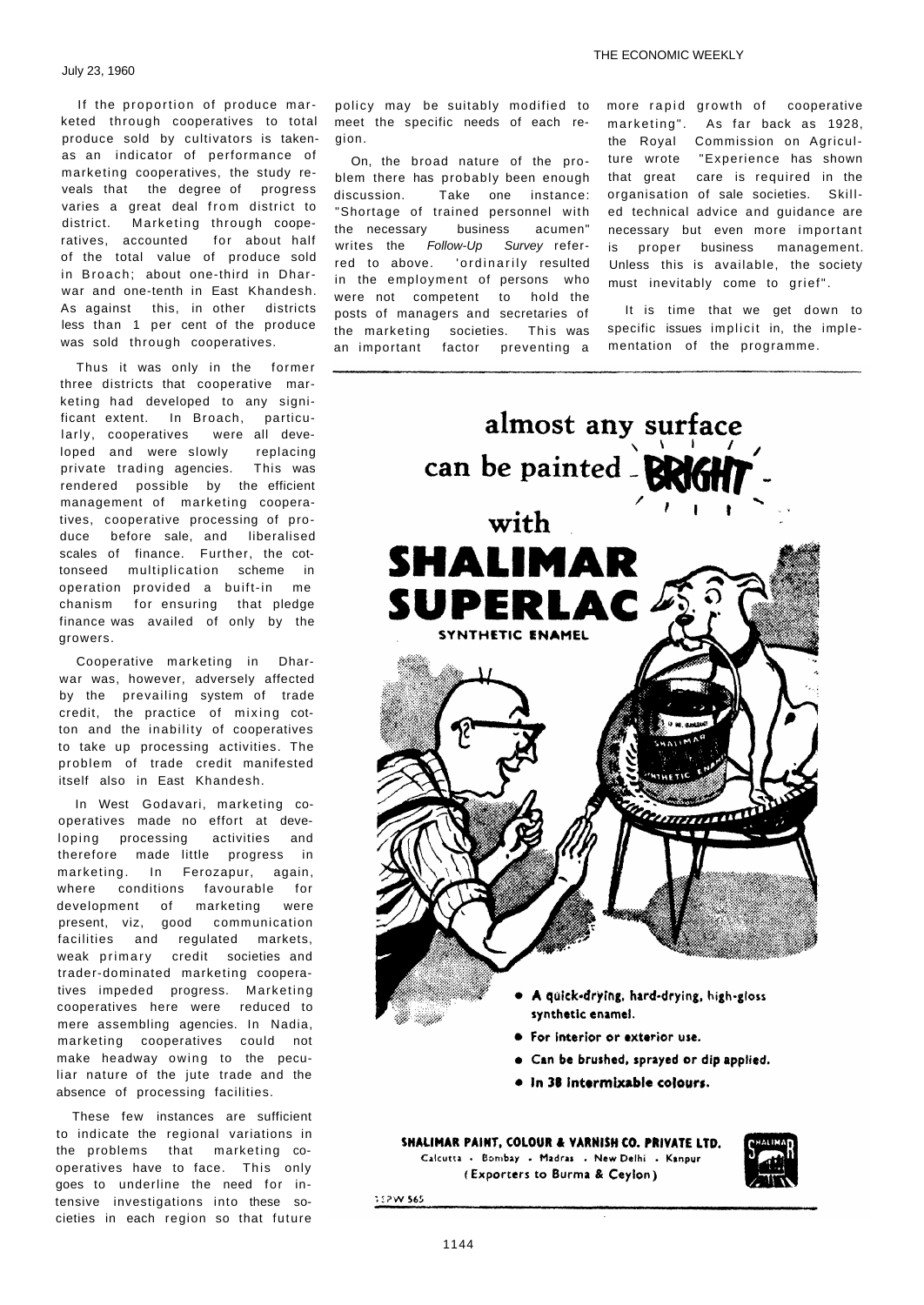If the proportion of produce marketed through cooperatives to total produce sold by cultivators is taken as an indicator of performance of marketing cooperatives, the study reveals that the degree of progress varies a great deal from district to district. Marketing through cooperatives, accounted for about half of the total value of produce sold in Broach; about one-third in Dharwar and one-tenth in East Khandesh. As against this, in other districts less than 1 per cent of the produce was sold through cooperatives.

Thus it was only in the former three districts that cooperative marketing had developed to any significant extent. In Broach, particularly, cooperatives were all developed and were slowly replacing private trading agencies. This was rendered possible by the efficient management of marketing cooperatives, cooperative processing of produce before sale, and liberalised scales of finance. Further, the cottonseed multiplication scheme in operation provided a buift-in mechanism for ensuring that pledge finance was availed of only by the growers.

Cooperative marketing in Dharwar was, however, adversely affected by the prevailing system of trade credit, the practice of mixing cotton and the inability of cooperatives to take up processing activities. The problem of trade credit manifested itself also in East Khandesh.

In West Godavari, marketing cooperatives made no effort at developing processing activities and therefore made little progress in marketing. In Ferozapur, again, where conditions favourable for development of marketing were present, viz, good communication facilities and regulated markets, weak primary credit societies and trader-dominated marketing cooperatives impeded progress. Marketing cooperatives here were reduced to mere assembling agencies. In Nadia, marketing cooperatives could not make headway owing to the peculiar nature of the jute trade and the absence of processing facilities.

These few instances are sufficient to indicate the regional variations in the problems that marketing cooperatives have to face. This only goes to underline the need for intensive investigations into these societies in each region so that future policy may be suitably modified to meet the specific needs of each region.

On, the broad nature of the problem there has probably been enough discussion. Take one instance: "Shortage of trained personnel with the necessary business acumen" writes the *Follow-Up Survey* referred to above. 'ordinarily resulted in the employment of persons who were not competent to hold the posts of managers and secretaries of the marketing societies. This was an important factor preventing a more rapid growth of cooperative marketing". As far back as 1928, the Royal Commission on Agriculture wrote "Experience has shown that great care is required in the organisation of sale societies. Skilled technical advice and guidance are necessary but even more important is proper business management. Unless this is available, the society must inevitably come to grief".

It is time that we get down to specific issues implicit in, the implementation of the programme.

---

almost any surface can be painted BRIGHT with

**SHALIMAR SUPERLAC**

SYNTHETIC ENAMEL

- **A quick-drying, hard-drying, high-gloss synthetic enamel.**
- **For interior or exterior use.**
- **Can be brushed, sprayed or dip applied.**
- **In 38 intermixable colours.**

**SHALIMAR PAINT, COLOUR & VARNISH CO. PRIVATE LTD.**
Calcutta . Bombay . Madras . New Delhi . Kanpur
(Exporters to Burma & Ceylon)

SPW 565